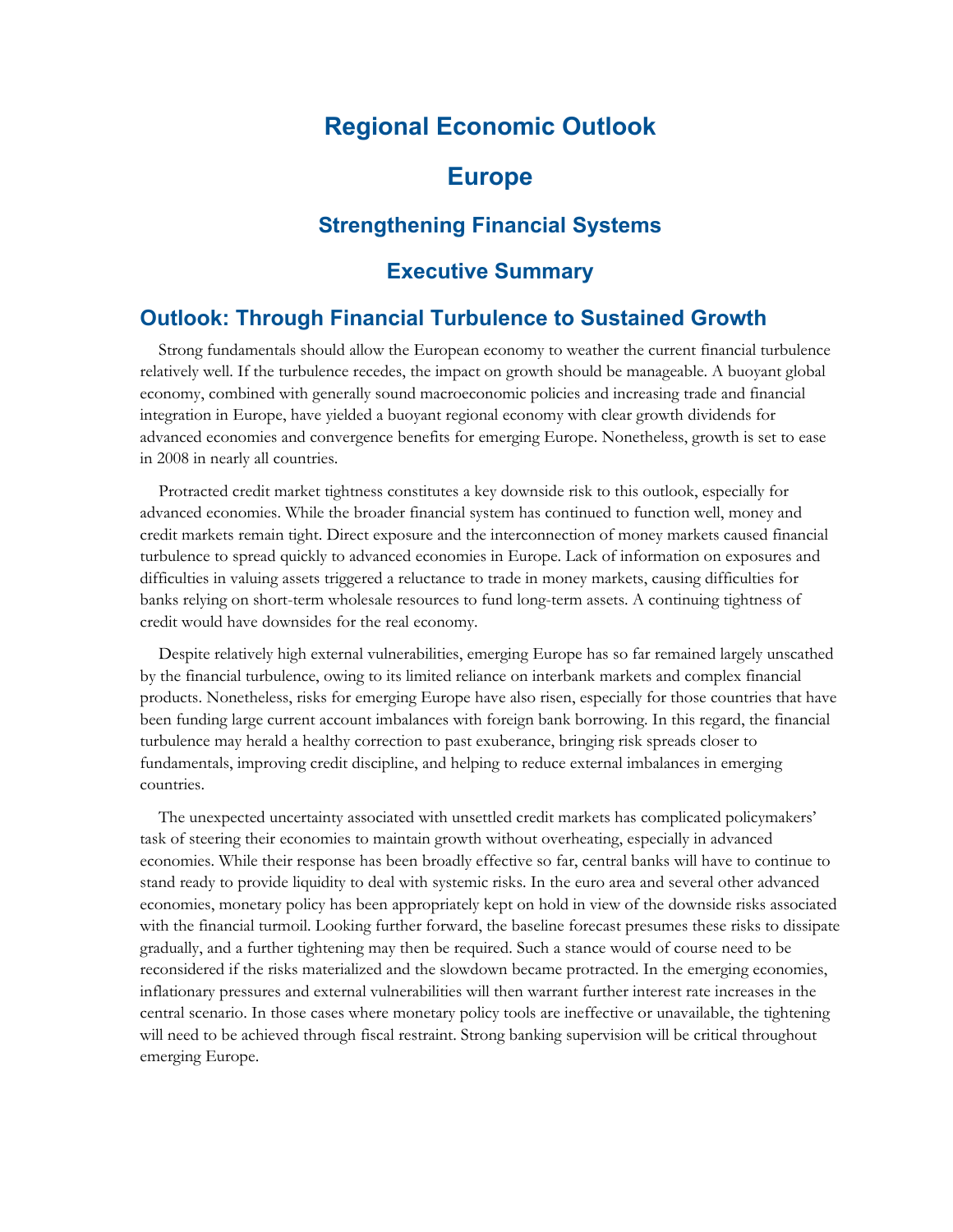# Regional Economic Outlook

# Europe

## Strengthening Financial Systems

## Executive Summary

## Outlook: Through Financial Turbulence to Sustained Growth

Strong fundamentals should allow the European economy to weather the current financial turbulence relatively well. If the turbulence recedes, the impact on growth should be manageable. A buoyant global economy, combined with generally sound macroeconomic policies and increasing trade and financial integration in Europe, have yielded a buoyant regional economy with clear growth dividends for advanced economies and convergence benefits for emerging Europe. Nonetheless, growth is set to ease in 2008 in nearly all countries.

Protracted credit market tightness constitutes a key downside risk to this outlook, especially for advanced economies. While the broader financial system has continued to function well, money and credit markets remain tight. Direct exposure and the interconnection of money markets caused financial turbulence to spread quickly to advanced economies in Europe. Lack of information on exposures and difficulties in valuing assets triggered a reluctance to trade in money markets, causing difficulties for banks relying on short-term wholesale resources to fund long-term assets. A continuing tightness of credit would have downsides for the real economy.

Despite relatively high external vulnerabilities, emerging Europe has so far remained largely unscathed by the financial turbulence, owing to its limited reliance on interbank markets and complex financial products. Nonetheless, risks for emerging Europe have also risen, especially for those countries that have been funding large current account imbalances with foreign bank borrowing. In this regard, the financial turbulence may herald a healthy correction to past exuberance, bringing risk spreads closer to fundamentals, improving credit discipline, and helping to reduce external imbalances in emerging countries.

The unexpected uncertainty associated with unsettled credit markets has complicated policymakers' task of steering their economies to maintain growth without overheating, especially in advanced economies. While their response has been broadly effective so far, central banks will have to continue to stand ready to provide liquidity to deal with systemic risks. In the euro area and several other advanced economies, monetary policy has been appropriately kept on hold in view of the downside risks associated with the financial turmoil. Looking further forward, the baseline forecast presumes these risks to dissipate gradually, and a further tightening may then be required. Such a stance would of course need to be reconsidered if the risks materialized and the slowdown became protracted. In the emerging economies, inflationary pressures and external vulnerabilities will then warrant further interest rate increases in the central scenario. In those cases where monetary policy tools are ineffective or unavailable, the tightening will need to be achieved through fiscal restraint. Strong banking supervision will be critical throughout emerging Europe.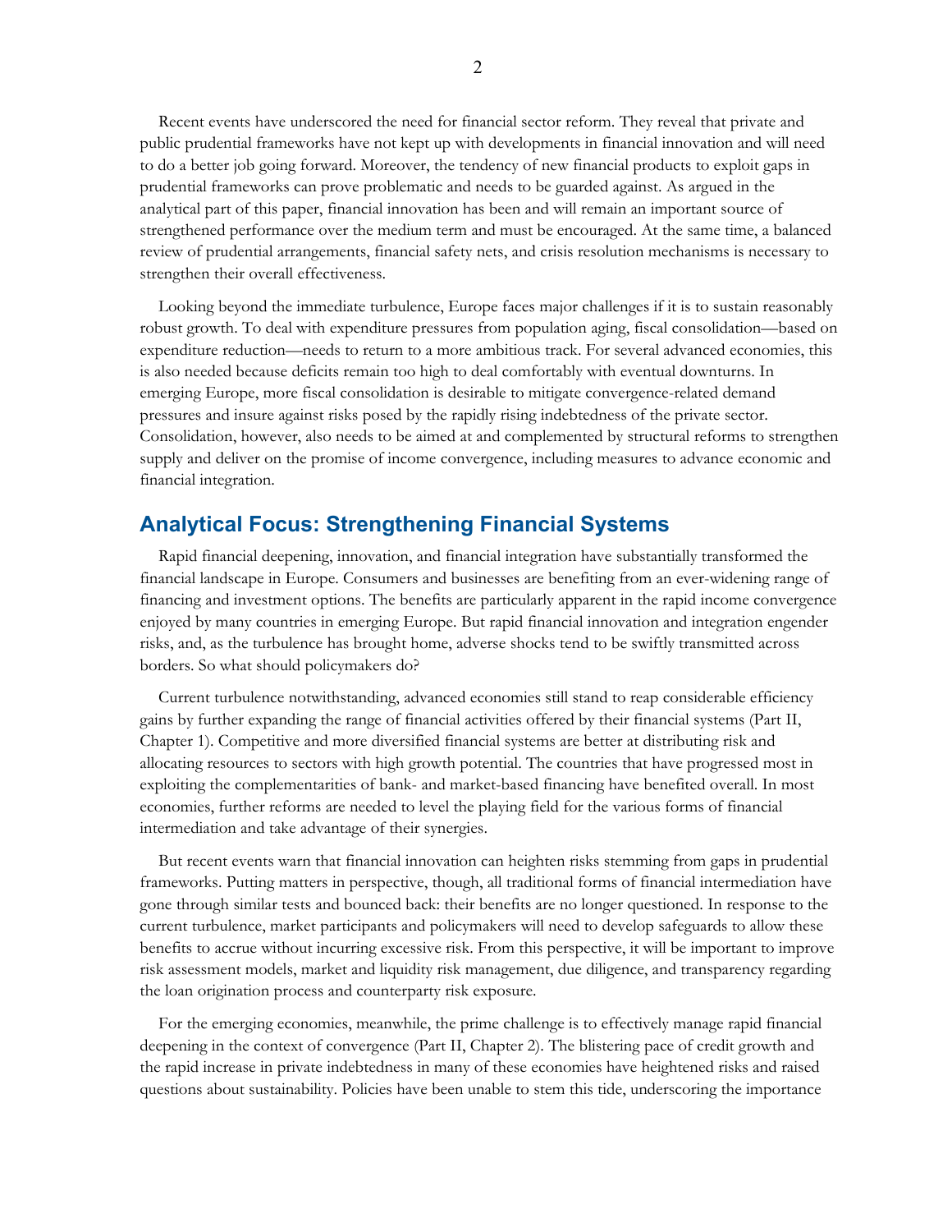Recent events have underscored the need for financial sector reform. They reveal that private and public prudential frameworks have not kept up with developments in financial innovation and will need to do a better job going forward. Moreover, the tendency of new financial products to exploit gaps in prudential frameworks can prove problematic and needs to be guarded against. As argued in the analytical part of this paper, financial innovation has been and will remain an important source of strengthened performance over the medium term and must be encouraged. At the same time, a balanced review of prudential arrangements, financial safety nets, and crisis resolution mechanisms is necessary to strengthen their overall effectiveness.

Looking beyond the immediate turbulence, Europe faces major challenges if it is to sustain reasonably robust growth. To deal with expenditure pressures from population aging, fiscal consolidation—based on expenditure reduction—needs to return to a more ambitious track. For several advanced economies, this is also needed because deficits remain too high to deal comfortably with eventual downturns. In emerging Europe, more fiscal consolidation is desirable to mitigate convergence-related demand pressures and insure against risks posed by the rapidly rising indebtedness of the private sector. Consolidation, however, also needs to be aimed at and complemented by structural reforms to strengthen supply and deliver on the promise of income convergence, including measures to advance economic and financial integration.

## Analytical Focus: Strengthening Financial Systems

Rapid financial deepening, innovation, and financial integration have substantially transformed the financial landscape in Europe. Consumers and businesses are benefiting from an ever-widening range of financing and investment options. The benefits are particularly apparent in the rapid income convergence enjoyed by many countries in emerging Europe. But rapid financial innovation and integration engender risks, and, as the turbulence has brought home, adverse shocks tend to be swiftly transmitted across borders. So what should policymakers do?

Current turbulence notwithstanding, advanced economies still stand to reap considerable efficiency gains by further expanding the range of financial activities offered by their financial systems (Part II, Chapter 1). Competitive and more diversified financial systems are better at distributing risk and allocating resources to sectors with high growth potential. The countries that have progressed most in exploiting the complementarities of bank- and market-based financing have benefited overall. In most economies, further reforms are needed to level the playing field for the various forms of financial intermediation and take advantage of their synergies.

But recent events warn that financial innovation can heighten risks stemming from gaps in prudential frameworks. Putting matters in perspective, though, all traditional forms of financial intermediation have gone through similar tests and bounced back: their benefits are no longer questioned. In response to the current turbulence, market participants and policymakers will need to develop safeguards to allow these benefits to accrue without incurring excessive risk. From this perspective, it will be important to improve risk assessment models, market and liquidity risk management, due diligence, and transparency regarding the loan origination process and counterparty risk exposure.

For the emerging economies, meanwhile, the prime challenge is to effectively manage rapid financial deepening in the context of convergence (Part II, Chapter 2). The blistering pace of credit growth and the rapid increase in private indebtedness in many of these economies have heightened risks and raised questions about sustainability. Policies have been unable to stem this tide, underscoring the importance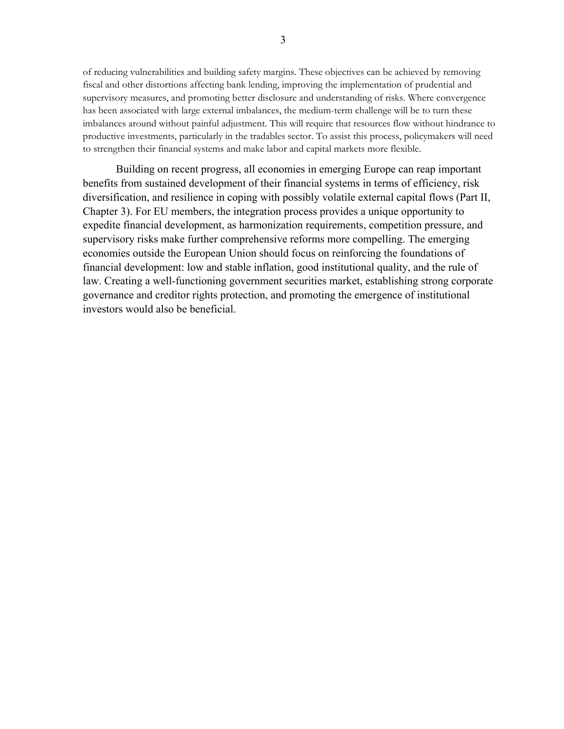of reducing vulnerabilities and building safety margins. These objectives can be achieved by removing fiscal and other distortions affecting bank lending, improving the implementation of prudential and supervisory measures, and promoting better disclosure and understanding of risks. Where convergence has been associated with large external imbalances, the medium-term challenge will be to turn these imbalances around without painful adjustment. This will require that resources flow without hindrance to productive investments, particularly in the tradables sector. To assist this process, policymakers will need to strengthen their financial systems and make labor and capital markets more flexible.

Building on recent progress, all economies in emerging Europe can reap important benefits from sustained development of their financial systems in terms of efficiency, risk diversification, and resilience in coping with possibly volatile external capital flows (Part II, Chapter 3). For EU members, the integration process provides a unique opportunity to expedite financial development, as harmonization requirements, competition pressure, and supervisory risks make further comprehensive reforms more compelling. The emerging economies outside the European Union should focus on reinforcing the foundations of financial development: low and stable inflation, good institutional quality, and the rule of law. Creating a well-functioning government securities market, establishing strong corporate governance and creditor rights protection, and promoting the emergence of institutional investors would also be beneficial.